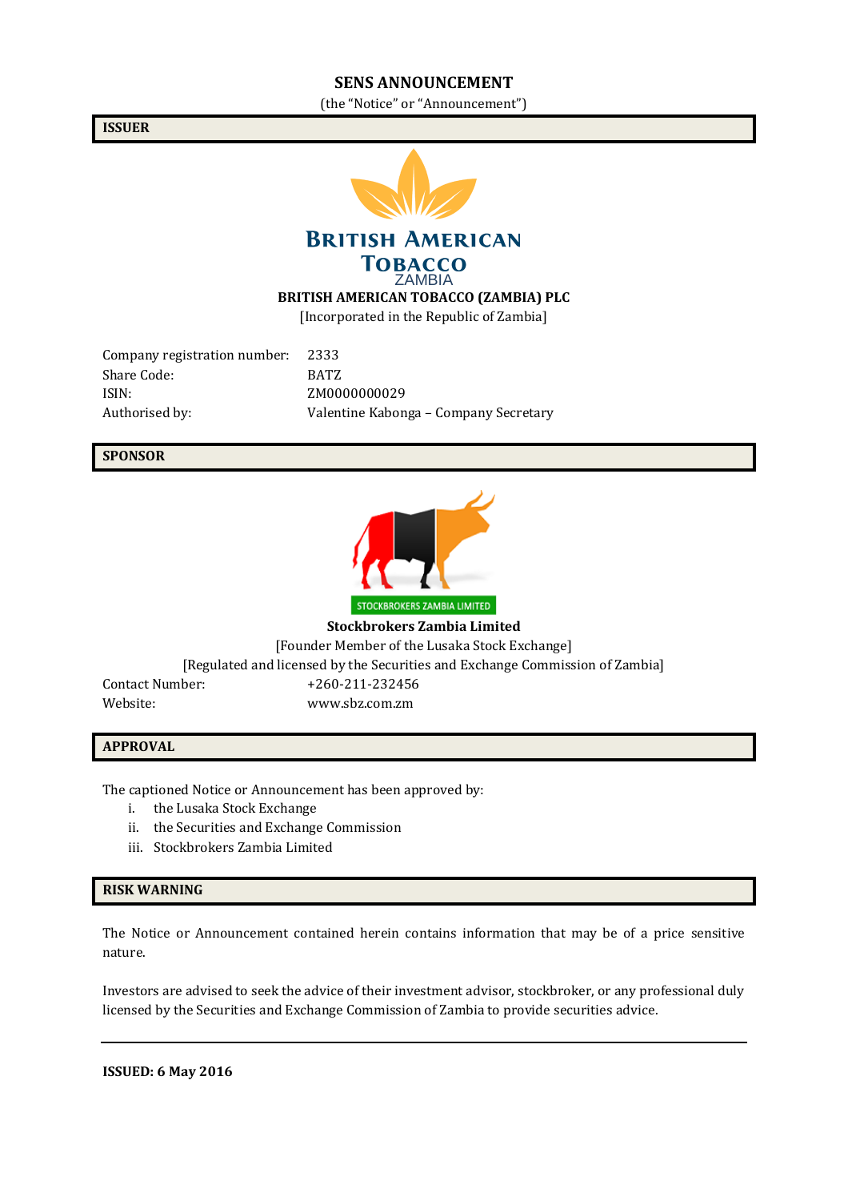# SENS ANNOUNCEMENT

(the "Notice" or "Announcement")

## ISSUER

**BRITISH AMERICAN TOBACCO (ZAMBIA) PLC**

[Incorporated in the Republic of Zambia]

| | |
|---|---|
| Company registration number: | 2333 |
| Share Code: | BATZ |
| ISIN: | ZM0000000029 |
| Authorised by: | Valentine Kabonga – Company Secretary |

## SPONSOR

**Stockbrokers Zambia Limited**

[Founder Member of the Lusaka Stock Exchange]

[Regulated and licensed by the Securities and Exchange Commission of Zambia]

| | |
|---|---|
| Contact Number: | +260-211-232456 |
| Website: | www.sbz.com.zm |

## APPROVAL

The captioned Notice or Announcement has been approved by:

i. the Lusaka Stock Exchange
ii. the Securities and Exchange Commission
iii. Stockbrokers Zambia Limited

## RISK WARNING

The Notice or Announcement contained herein contains information that may be of a price sensitive nature.

Investors are advised to seek the advice of their investment advisor, stockbroker, or any professional duly licensed by the Securities and Exchange Commission of Zambia to provide securities advice.

---

**ISSUED: 6 May 2016**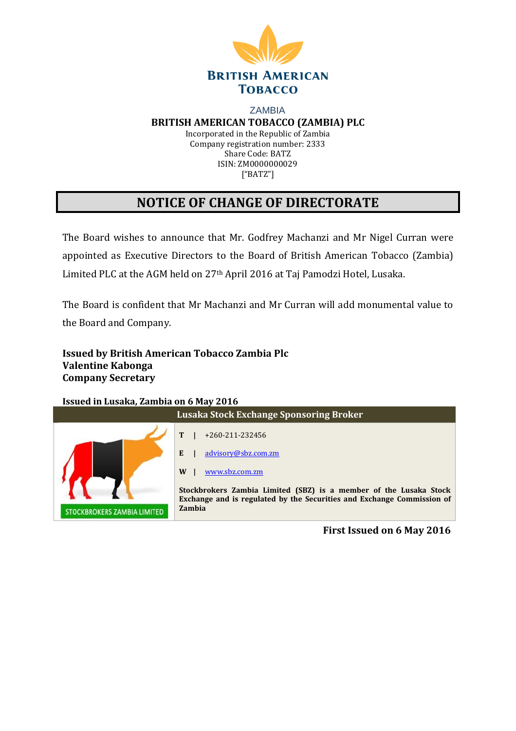BRITISH AMERICAN TOBACCO

ZAMBIA

**BRITISH AMERICAN TOBACCO (ZAMBIA) PLC**

Incorporated in the Republic of Zambia
Company registration number: 2333
Share Code: BATZ
ISIN: ZM0000000029
["BATZ"]

# NOTICE OF CHANGE OF DIRECTORATE

The Board wishes to announce that Mr. Godfrey Machanzi and Mr Nigel Curran were appointed as Executive Directors to the Board of British American Tobacco (Zambia) Limited PLC at the AGM held on 27th April 2016 at Taj Pamodzi Hotel, Lusaka.

The Board is confident that Mr Machanzi and Mr Curran will add monumental value to the Board and Company.

**Issued by British American Tobacco Zambia Plc**
**Valentine Kabonga**
**Company Secretary**

**Issued in Lusaka, Zambia on 6 May 2016**

**Lusaka Stock Exchange Sponsoring Broker**

STOCKBROKERS ZAMBIA LIMITED

**T** | +260-211-232456

**E** | advisory@sbz.com.zm

**W** | www.sbz.com.zm

**Stockbrokers Zambia Limited (SBZ) is a member of the Lusaka Stock Exchange and is regulated by the Securities and Exchange Commission of Zambia**

**First Issued on 6 May 2016**